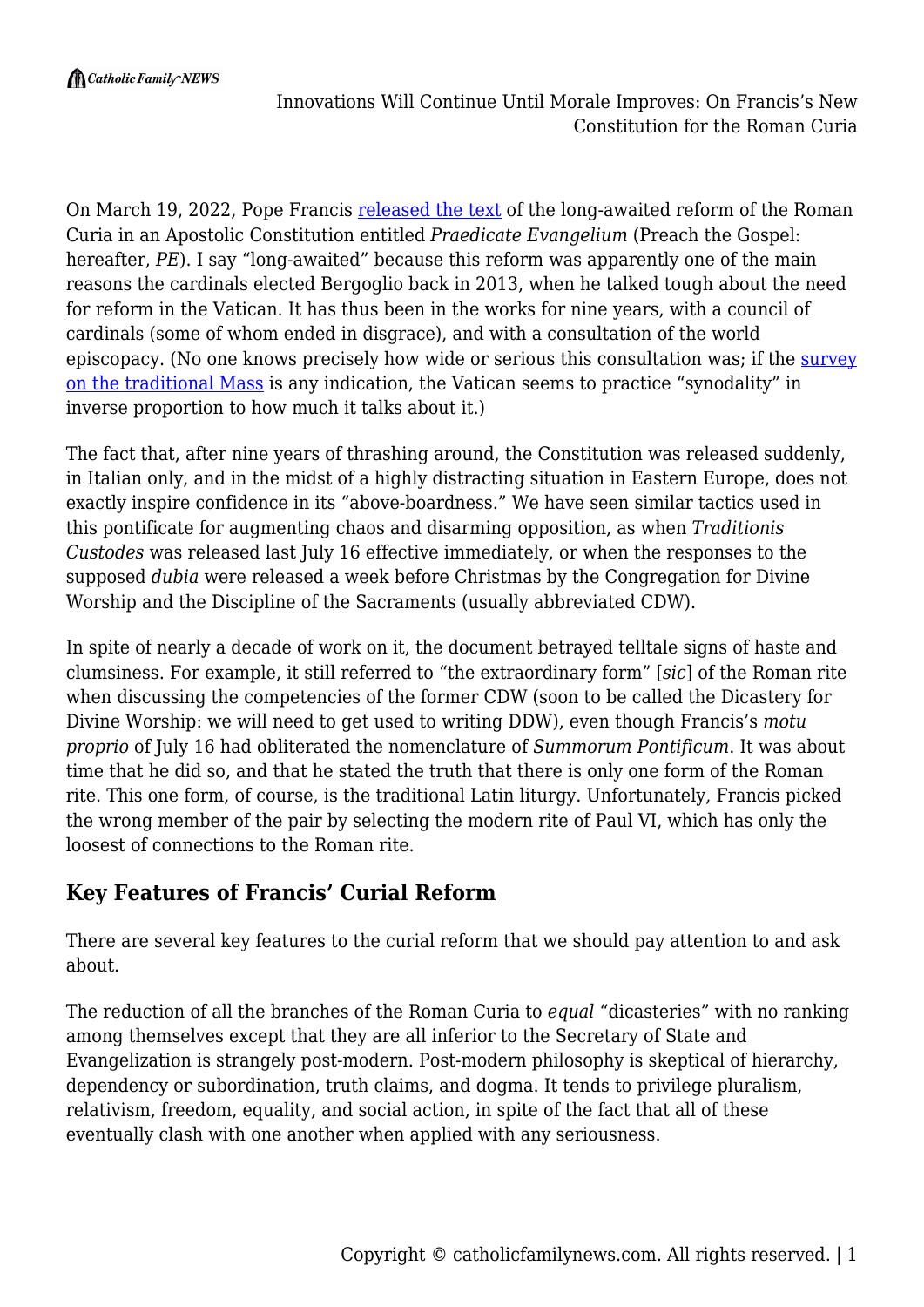On March 19, 2022, Pope Francis released the text of the long-awaited reform of the Roman Curia in an Apostolic Constitution entitled *Praedicate Evangelium* (Preach the Gospel: hereafter, *PE*). I say "long-awaited" because this reform was apparently one of the main reasons the cardinals elected Bergoglio back in 2013, when he talked tough about the need for reform in the Vatican. It has thus been in the works for nine years, with a council of cardinals (some of whom ended in disgrace), and with a consultation of the world episcopacy. (No one knows precisely how wide or serious this consultation was; if the survey on the traditional Mass is any indication, the Vatican seems to practice "synodality" in inverse proportion to how much it talks about it.)

The fact that, after nine years of thrashing around, the Constitution was released suddenly, in Italian only, and in the midst of a highly distracting situation in Eastern Europe, does not exactly inspire confidence in its "above-boardness." We have seen similar tactics used in this pontificate for augmenting chaos and disarming opposition, as when *Traditionis Custodes* was released last July 16 effective immediately, or when the responses to the supposed *dubia* were released a week before Christmas by the Congregation for Divine Worship and the Discipline of the Sacraments (usually abbreviated CDW).

In spite of nearly a decade of work on it, the document betrayed telltale signs of haste and clumsiness. For example, it still referred to "the extraordinary form" [*sic*] of the Roman rite when discussing the competencies of the former CDW (soon to be called the Dicastery for Divine Worship: we will need to get used to writing DDW), even though Francis's *motu proprio* of July 16 had obliterated the nomenclature of *Summorum Pontificum*. It was about time that he did so, and that he stated the truth that there is only one form of the Roman rite. This one form, of course, is the traditional Latin liturgy. Unfortunately, Francis picked the wrong member of the pair by selecting the modern rite of Paul VI, which has only the loosest of connections to the Roman rite.

## Key Features of Francis' Curial Reform

There are several key features to the curial reform that we should pay attention to and ask about.

The reduction of all the branches of the Roman Curia to *equal* "dicasteries" with no ranking among themselves except that they are all inferior to the Secretary of State and Evangelization is strangely post-modern. Post-modern philosophy is skeptical of hierarchy, dependency or subordination, truth claims, and dogma. It tends to privilege pluralism, relativism, freedom, equality, and social action, in spite of the fact that all of these eventually clash with one another when applied with any seriousness.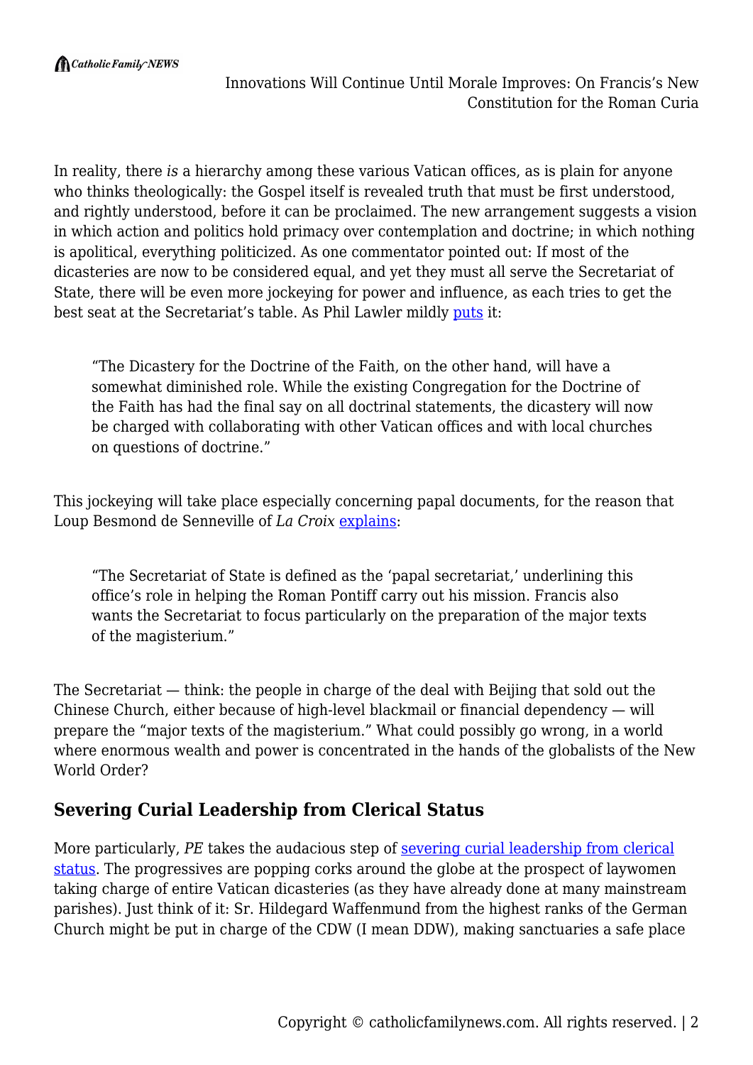In reality, there *is* a hierarchy among these various Vatican offices, as is plain for anyone who thinks theologically: the Gospel itself is revealed truth that must be first understood, and rightly understood, before it can be proclaimed. The new arrangement suggests a vision in which action and politics hold primacy over contemplation and doctrine; in which nothing is apolitical, everything politicized. As one commentator pointed out: If most of the dicasteries are now to be considered equal, and yet they must all serve the Secretariat of State, there will be even more jockeying for power and influence, as each tries to get the best seat at the Secretariat's table. As Phil Lawler mildly puts it:

> "The Dicastery for the Doctrine of the Faith, on the other hand, will have a somewhat diminished role. While the existing Congregation for the Doctrine of the Faith has had the final say on all doctrinal statements, the dicastery will now be charged with collaborating with other Vatican offices and with local churches on questions of doctrine."

This jockeying will take place especially concerning papal documents, for the reason that Loup Besmond de Senneville of *La Croix* explains:

> "The Secretariat of State is defined as the 'papal secretariat,' underlining this office's role in helping the Roman Pontiff carry out his mission. Francis also wants the Secretariat to focus particularly on the preparation of the major texts of the magisterium."

The Secretariat — think: the people in charge of the deal with Beijing that sold out the Chinese Church, either because of high-level blackmail or financial dependency — will prepare the "major texts of the magisterium." What could possibly go wrong, in a world where enormous wealth and power is concentrated in the hands of the globalists of the New World Order?

## Severing Curial Leadership from Clerical Status

More particularly, *PE* takes the audacious step of severing curial leadership from clerical status. The progressives are popping corks around the globe at the prospect of laywomen taking charge of entire Vatican dicasteries (as they have already done at many mainstream parishes). Just think of it: Sr. Hildegard Waffenmund from the highest ranks of the German Church might be put in charge of the CDW (I mean DDW), making sanctuaries a safe place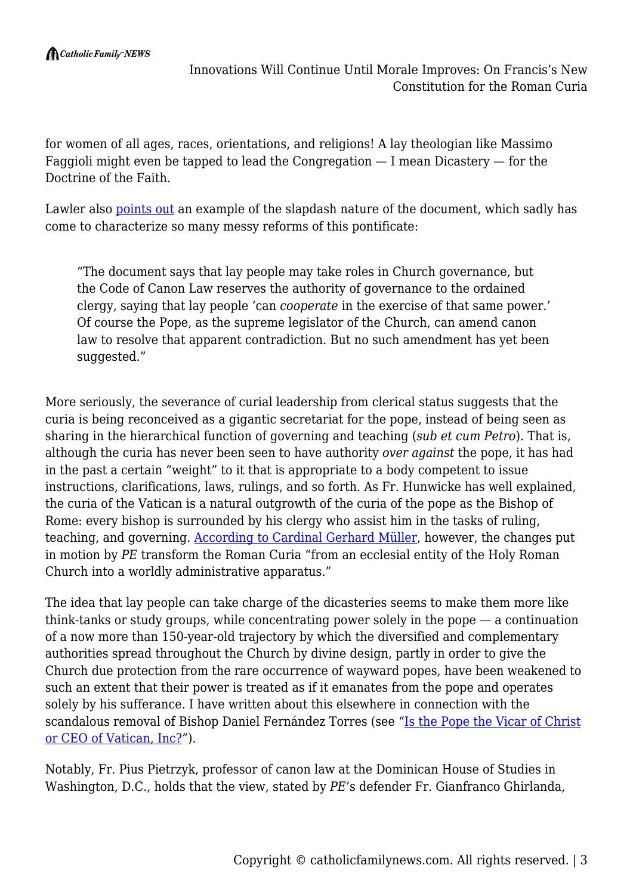for women of all ages, races, orientations, and religions! A lay theologian like Massimo Faggioli might even be tapped to lead the Congregation — I mean Dicastery — for the Doctrine of the Faith.

Lawler also points out an example of the slapdash nature of the document, which sadly has come to characterize so many messy reforms of this pontificate:

> "The document says that lay people may take roles in Church governance, but the Code of Canon Law reserves the authority of governance to the ordained clergy, saying that lay people 'can *cooperate* in the exercise of that same power.' Of course the Pope, as the supreme legislator of the Church, can amend canon law to resolve that apparent contradiction. But no such amendment has yet been suggested."

More seriously, the severance of curial leadership from clerical status suggests that the curia is being reconceived as a gigantic secretariat for the pope, instead of being seen as sharing in the hierarchical function of governing and teaching (*sub et cum Petro*). That is, although the curia has never been seen to have authority *over against* the pope, it has had in the past a certain "weight" to it that is appropriate to a body competent to issue instructions, clarifications, laws, rulings, and so forth. As Fr. Hunwicke has well explained, the curia of the Vatican is a natural outgrowth of the curia of the pope as the Bishop of Rome: every bishop is surrounded by his clergy who assist him in the tasks of ruling, teaching, and governing. According to Cardinal Gerhard Müller, however, the changes put in motion by *PE* transform the Roman Curia "from an ecclesial entity of the Holy Roman Church into a worldly administrative apparatus."

The idea that lay people can take charge of the dicasteries seems to make them more like think-tanks or study groups, while concentrating power solely in the pope — a continuation of a now more than 150-year-old trajectory by which the diversified and complementary authorities spread throughout the Church by divine design, partly in order to give the Church due protection from the rare occurrence of wayward popes, have been weakened to such an extent that their power is treated as if it emanates from the pope and operates solely by his sufferance. I have written about this elsewhere in connection with the scandalous removal of Bishop Daniel Fernández Torres (see "Is the Pope the Vicar of Christ or CEO of Vatican, Inc?").

Notably, Fr. Pius Pietrzyk, professor of canon law at the Dominican House of Studies in Washington, D.C., holds that the view, stated by *PE*'s defender Fr. Gianfranco Ghirlanda,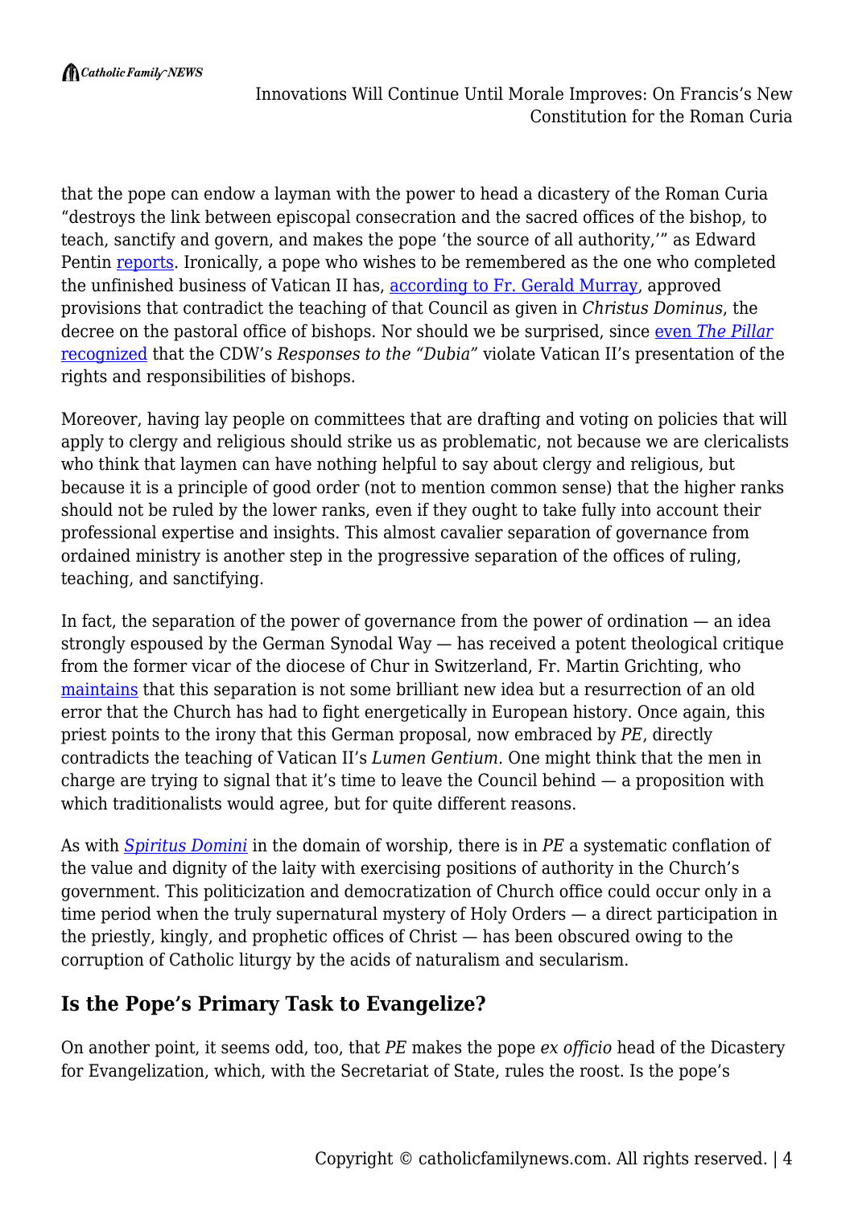that the pope can endow a layman with the power to head a dicastery of the Roman Curia "destroys the link between episcopal consecration and the sacred offices of the bishop, to teach, sanctify and govern, and makes the pope 'the source of all authority,'" as Edward Pentin reports. Ironically, a pope who wishes to be remembered as the one who completed the unfinished business of Vatican II has, according to Fr. Gerald Murray, approved provisions that contradict the teaching of that Council as given in *Christus Dominus*, the decree on the pastoral office of bishops. Nor should we be surprised, since even *The Pillar* recognized that the CDW's *Responses to the "Dubia"* violate Vatican II's presentation of the rights and responsibilities of bishops.

Moreover, having lay people on committees that are drafting and voting on policies that will apply to clergy and religious should strike us as problematic, not because we are clericalists who think that laymen can have nothing helpful to say about clergy and religious, but because it is a principle of good order (not to mention common sense) that the higher ranks should not be ruled by the lower ranks, even if they ought to take fully into account their professional expertise and insights. This almost cavalier separation of governance from ordained ministry is another step in the progressive separation of the offices of ruling, teaching, and sanctifying.

In fact, the separation of the power of governance from the power of ordination — an idea strongly espoused by the German Synodal Way — has received a potent theological critique from the former vicar of the diocese of Chur in Switzerland, Fr. Martin Grichting, who maintains that this separation is not some brilliant new idea but a resurrection of an old error that the Church has had to fight energetically in European history. Once again, this priest points to the irony that this German proposal, now embraced by *PE*, directly contradicts the teaching of Vatican II's *Lumen Gentium*. One might think that the men in charge are trying to signal that it's time to leave the Council behind — a proposition with which traditionalists would agree, but for quite different reasons.

As with *Spiritus Domini* in the domain of worship, there is in *PE* a systematic conflation of the value and dignity of the laity with exercising positions of authority in the Church's government. This politicization and democratization of Church office could occur only in a time period when the truly supernatural mystery of Holy Orders — a direct participation in the priestly, kingly, and prophetic offices of Christ — has been obscured owing to the corruption of Catholic liturgy by the acids of naturalism and secularism.

## Is the Pope's Primary Task to Evangelize?

On another point, it seems odd, too, that *PE* makes the pope *ex officio* head of the Dicastery for Evangelization, which, with the Secretariat of State, rules the roost. Is the pope's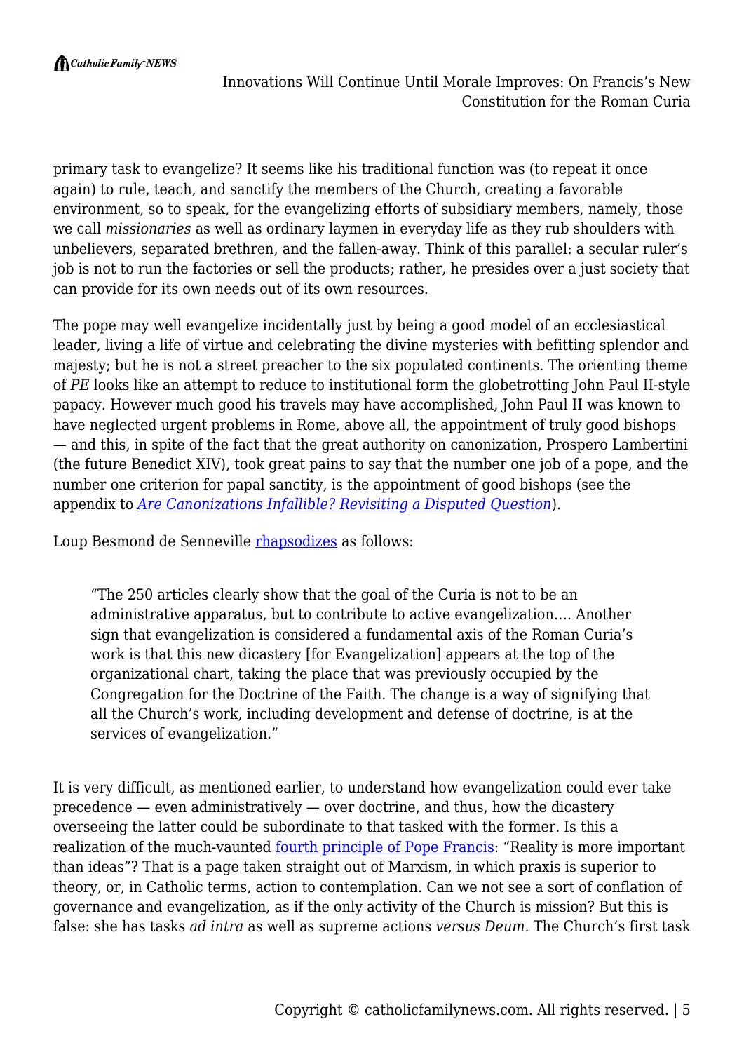primary task to evangelize? It seems like his traditional function was (to repeat it once again) to rule, teach, and sanctify the members of the Church, creating a favorable environment, so to speak, for the evangelizing efforts of subsidiary members, namely, those we call *missionaries* as well as ordinary laymen in everyday life as they rub shoulders with unbelievers, separated brethren, and the fallen-away. Think of this parallel: a secular ruler's job is not to run the factories or sell the products; rather, he presides over a just society that can provide for its own needs out of its own resources.

The pope may well evangelize incidentally just by being a good model of an ecclesiastical leader, living a life of virtue and celebrating the divine mysteries with befitting splendor and majesty; but he is not a street preacher to the six populated continents. The orienting theme of *PE* looks like an attempt to reduce to institutional form the globetrotting John Paul II-style papacy. However much good his travels may have accomplished, John Paul II was known to have neglected urgent problems in Rome, above all, the appointment of truly good bishops — and this, in spite of the fact that the great authority on canonization, Prospero Lambertini (the future Benedict XIV), took great pains to say that the number one job of a pope, and the number one criterion for papal sanctity, is the appointment of good bishops (see the appendix to *Are Canonizations Infallible? Revisiting a Disputed Question*).

Loup Besmond de Senneville rhapsodizes as follows:

> "The 250 articles clearly show that the goal of the Curia is not to be an administrative apparatus, but to contribute to active evangelization…. Another sign that evangelization is considered a fundamental axis of the Roman Curia's work is that this new dicastery [for Evangelization] appears at the top of the organizational chart, taking the place that was previously occupied by the Congregation for the Doctrine of the Faith. The change is a way of signifying that all the Church's work, including development and defense of doctrine, is at the services of evangelization."

It is very difficult, as mentioned earlier, to understand how evangelization could ever take precedence — even administratively — over doctrine, and thus, how the dicastery overseeing the latter could be subordinate to that tasked with the former. Is this a realization of the much-vaunted fourth principle of Pope Francis: "Reality is more important than ideas"? That is a page taken straight out of Marxism, in which praxis is superior to theory, or, in Catholic terms, action to contemplation. Can we not see a sort of conflation of governance and evangelization, as if the only activity of the Church is mission? But this is false: she has tasks *ad intra* as well as supreme actions *versus Deum*. The Church's first task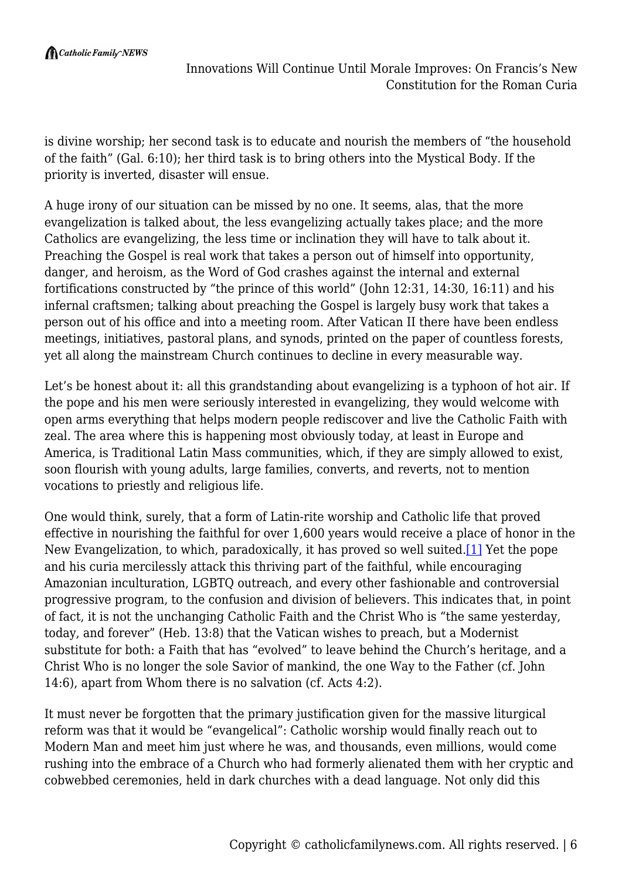is divine worship; her second task is to educate and nourish the members of "the household of the faith" (Gal. 6:10); her third task is to bring others into the Mystical Body. If the priority is inverted, disaster will ensue.

A huge irony of our situation can be missed by no one. It seems, alas, that the more evangelization is talked about, the less evangelizing actually takes place; and the more Catholics are evangelizing, the less time or inclination they will have to talk about it. Preaching the Gospel is real work that takes a person out of himself into opportunity, danger, and heroism, as the Word of God crashes against the internal and external fortifications constructed by "the prince of this world" (John 12:31, 14:30, 16:11) and his infernal craftsmen; talking about preaching the Gospel is largely busy work that takes a person out of his office and into a meeting room. After Vatican II there have been endless meetings, initiatives, pastoral plans, and synods, printed on the paper of countless forests, yet all along the mainstream Church continues to decline in every measurable way.

Let's be honest about it: all this grandstanding about evangelizing is a typhoon of hot air. If the pope and his men were seriously interested in evangelizing, they would welcome with open arms everything that helps modern people rediscover and live the Catholic Faith with zeal. The area where this is happening most obviously today, at least in Europe and America, is Traditional Latin Mass communities, which, if they are simply allowed to exist, soon flourish with young adults, large families, converts, and reverts, not to mention vocations to priestly and religious life.

One would think, surely, that a form of Latin-rite worship and Catholic life that proved effective in nourishing the faithful for over 1,600 years would receive a place of honor in the New Evangelization, to which, paradoxically, it has proved so well suited.[1] Yet the pope and his curia mercilessly attack this thriving part of the faithful, while encouraging Amazonian inculturation, LGBTQ outreach, and every other fashionable and controversial progressive program, to the confusion and division of believers. This indicates that, in point of fact, it is not the unchanging Catholic Faith and the Christ Who is "the same yesterday, today, and forever" (Heb. 13:8) that the Vatican wishes to preach, but a Modernist substitute for both: a Faith that has "evolved" to leave behind the Church's heritage, and a Christ Who is no longer the sole Savior of mankind, the one Way to the Father (cf. John 14:6), apart from Whom there is no salvation (cf. Acts 4:2).

It must never be forgotten that the primary justification given for the massive liturgical reform was that it would be "evangelical": Catholic worship would finally reach out to Modern Man and meet him just where he was, and thousands, even millions, would come rushing into the embrace of a Church who had formerly alienated them with her cryptic and cobwebbed ceremonies, held in dark churches with a dead language. Not only did this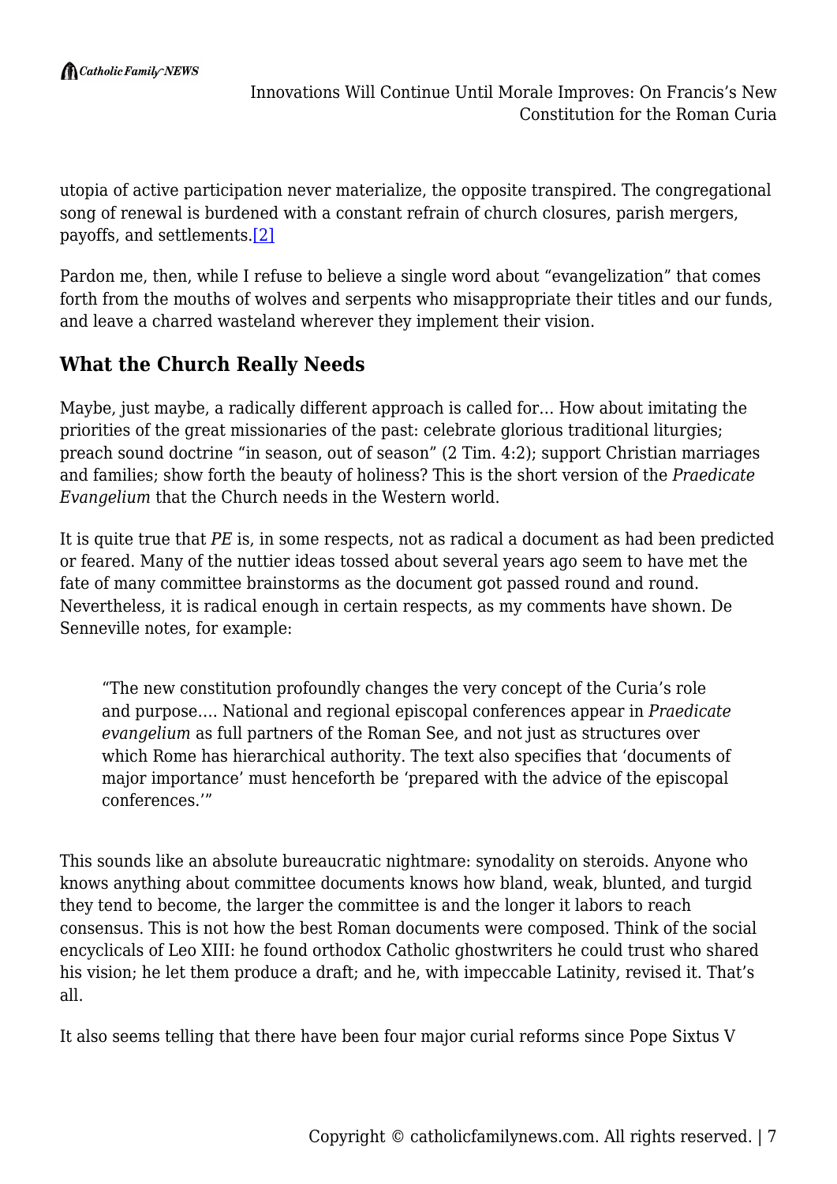utopia of active participation never materialize, the opposite transpired. The congregational song of renewal is burdened with a constant refrain of church closures, parish mergers, payoffs, and settlements.[2]

Pardon me, then, while I refuse to believe a single word about "evangelization" that comes forth from the mouths of wolves and serpents who misappropriate their titles and our funds, and leave a charred wasteland wherever they implement their vision.

## What the Church Really Needs

Maybe, just maybe, a radically different approach is called for… How about imitating the priorities of the great missionaries of the past: celebrate glorious traditional liturgies; preach sound doctrine "in season, out of season" (2 Tim. 4:2); support Christian marriages and families; show forth the beauty of holiness? This is the short version of the *Praedicate Evangelium* that the Church needs in the Western world.

It is quite true that *PE* is, in some respects, not as radical a document as had been predicted or feared. Many of the nuttier ideas tossed about several years ago seem to have met the fate of many committee brainstorms as the document got passed round and round. Nevertheless, it is radical enough in certain respects, as my comments have shown. De Senneville notes, for example:

> "The new constitution profoundly changes the very concept of the Curia's role and purpose…. National and regional episcopal conferences appear in *Praedicate evangelium* as full partners of the Roman See, and not just as structures over which Rome has hierarchical authority. The text also specifies that 'documents of major importance' must henceforth be 'prepared with the advice of the episcopal conferences.'"

This sounds like an absolute bureaucratic nightmare: synodality on steroids. Anyone who knows anything about committee documents knows how bland, weak, blunted, and turgid they tend to become, the larger the committee is and the longer it labors to reach consensus. This is not how the best Roman documents were composed. Think of the social encyclicals of Leo XIII: he found orthodox Catholic ghostwriters he could trust who shared his vision; he let them produce a draft; and he, with impeccable Latinity, revised it. That's all.

It also seems telling that there have been four major curial reforms since Pope Sixtus V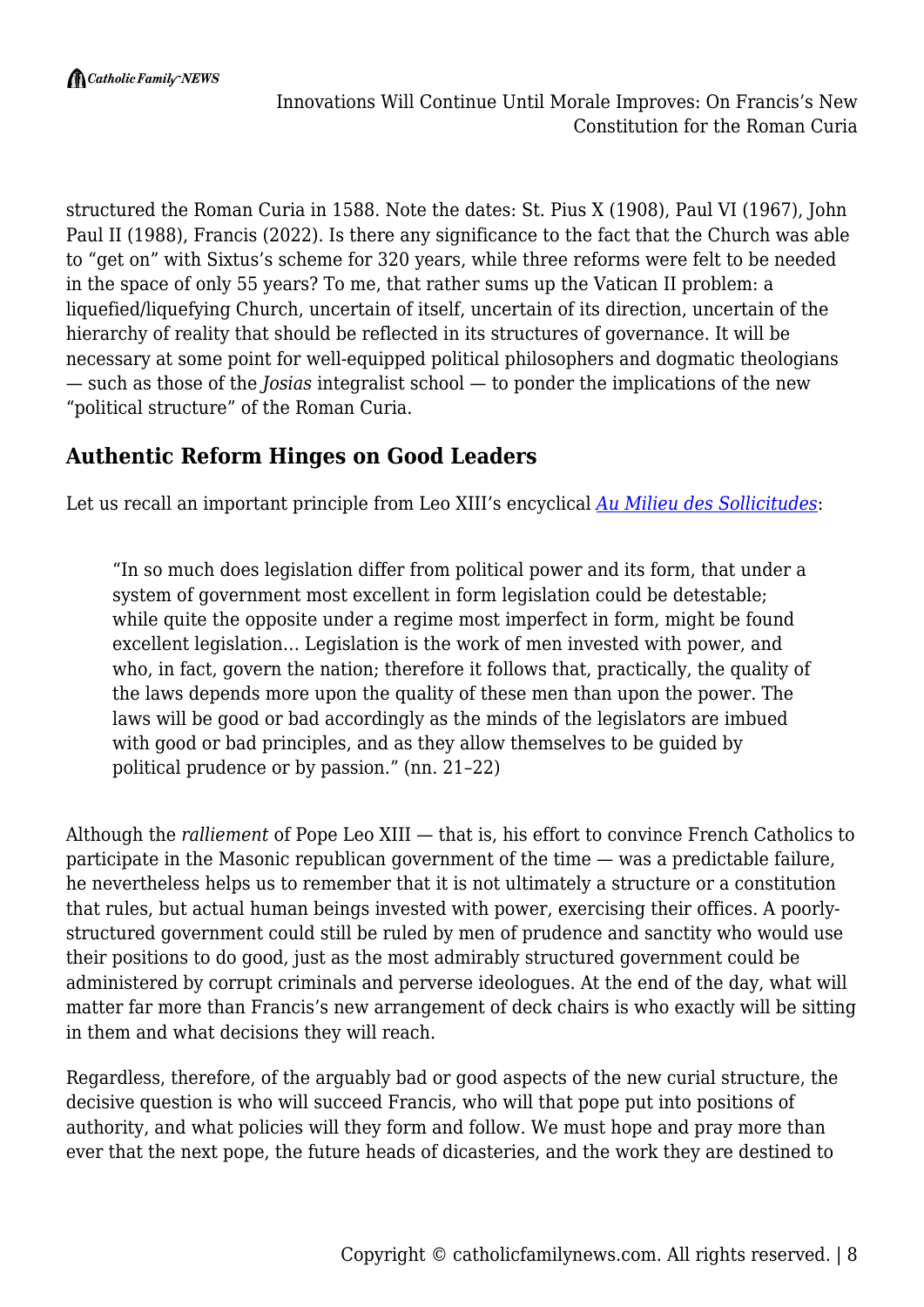structured the Roman Curia in 1588. Note the dates: St. Pius X (1908), Paul VI (1967), John Paul II (1988), Francis (2022). Is there any significance to the fact that the Church was able to "get on" with Sixtus's scheme for 320 years, while three reforms were felt to be needed in the space of only 55 years? To me, that rather sums up the Vatican II problem: a liquefied/liquefying Church, uncertain of itself, uncertain of its direction, uncertain of the hierarchy of reality that should be reflected in its structures of governance. It will be necessary at some point for well-equipped political philosophers and dogmatic theologians — such as those of the *Josias* integralist school — to ponder the implications of the new "political structure" of the Roman Curia.

## Authentic Reform Hinges on Good Leaders

Let us recall an important principle from Leo XIII's encyclical *Au Milieu des Sollicitudes*:

> "In so much does legislation differ from political power and its form, that under a system of government most excellent in form legislation could be detestable; while quite the opposite under a regime most imperfect in form, might be found excellent legislation… Legislation is the work of men invested with power, and who, in fact, govern the nation; therefore it follows that, practically, the quality of the laws depends more upon the quality of these men than upon the power. The laws will be good or bad accordingly as the minds of the legislators are imbued with good or bad principles, and as they allow themselves to be guided by political prudence or by passion." (nn. 21–22)

Although the *ralliement* of Pope Leo XIII — that is, his effort to convince French Catholics to participate in the Masonic republican government of the time — was a predictable failure, he nevertheless helps us to remember that it is not ultimately a structure or a constitution that rules, but actual human beings invested with power, exercising their offices. A poorly-structured government could still be ruled by men of prudence and sanctity who would use their positions to do good, just as the most admirably structured government could be administered by corrupt criminals and perverse ideologues. At the end of the day, what will matter far more than Francis's new arrangement of deck chairs is who exactly will be sitting in them and what decisions they will reach.

Regardless, therefore, of the arguably bad or good aspects of the new curial structure, the decisive question is who will succeed Francis, who will that pope put into positions of authority, and what policies will they form and follow. We must hope and pray more than ever that the next pope, the future heads of dicasteries, and the work they are destined to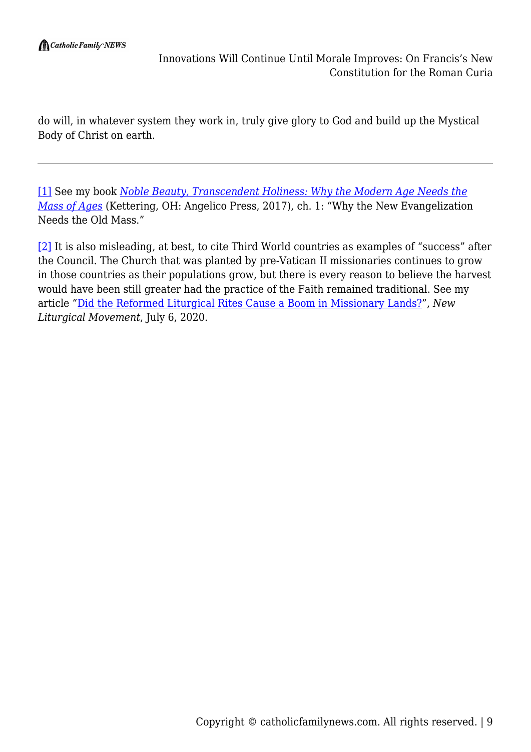do will, in whatever system they work in, truly give glory to God and build up the Mystical Body of Christ on earth.

---

[1] See my book *Noble Beauty, Transcendent Holiness: Why the Modern Age Needs the Mass of Ages* (Kettering, OH: Angelico Press, 2017), ch. 1: "Why the New Evangelization Needs the Old Mass."

[2] It is also misleading, at best, to cite Third World countries as examples of "success" after the Council. The Church that was planted by pre-Vatican II missionaries continues to grow in those countries as their populations grow, but there is every reason to believe the harvest would have been still greater had the practice of the Faith remained traditional. See my article "Did the Reformed Liturgical Rites Cause a Boom in Missionary Lands?", *New Liturgical Movement*, July 6, 2020.